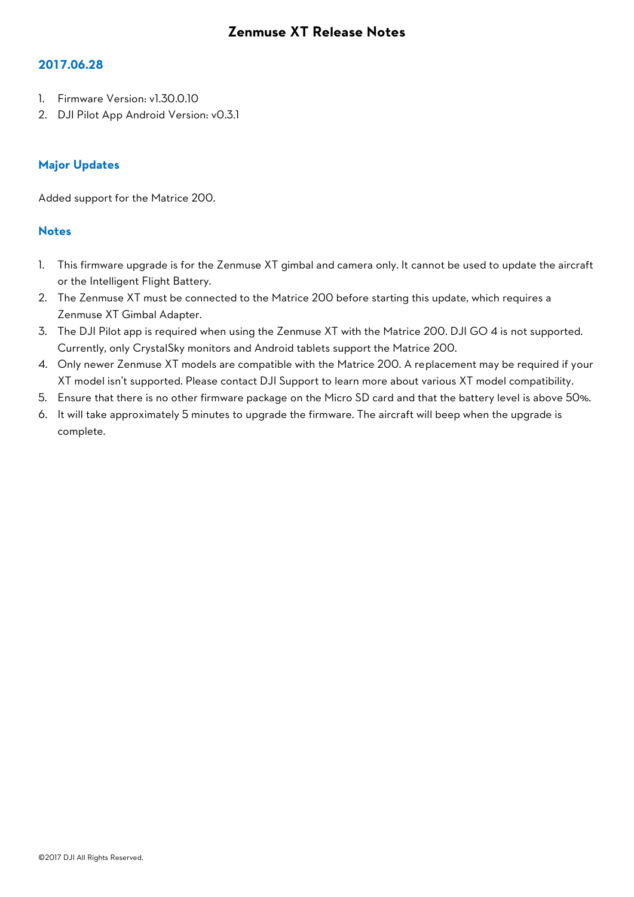# Zenmuse XT Release Notes

## 2017.06.28

1. Firmware Version: v1.30.0.10
2. DJI Pilot App Android Version: v0.3.1

### Major Updates

Added support for the Matrice 200.

### Notes

1. This firmware upgrade is for the Zenmuse XT gimbal and camera only. It cannot be used to update the aircraft or the Intelligent Flight Battery.
2. The Zenmuse XT must be connected to the Matrice 200 before starting this update, which requires a Zenmuse XT Gimbal Adapter.
3. The DJI Pilot app is required when using the Zenmuse XT with the Matrice 200. DJI GO 4 is not supported. Currently, only CrystalSky monitors and Android tablets support the Matrice 200.
4. Only newer Zenmuse XT models are compatible with the Matrice 200. A replacement may be required if your XT model isn't supported. Please contact DJI Support to learn more about various XT model compatibility.
5. Ensure that there is no other firmware package on the Micro SD card and that the battery level is above 50%.
6. It will take approximately 5 minutes to upgrade the firmware. The aircraft will beep when the upgrade is complete.

©2017 DJI All Rights Reserved.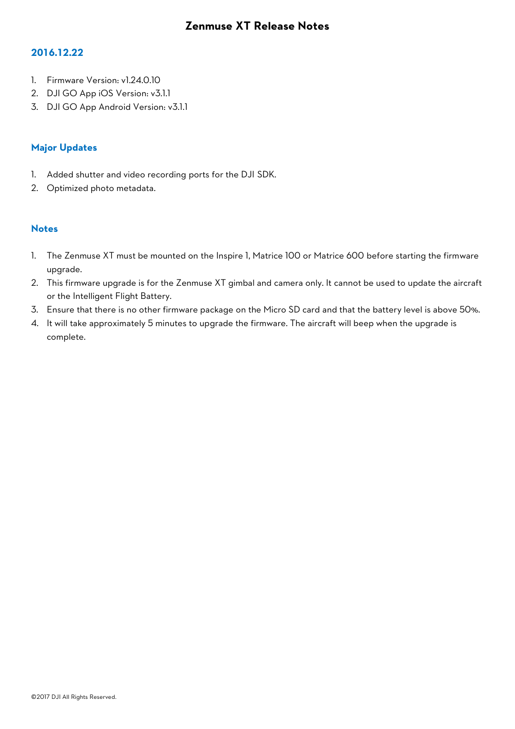# Zenmuse XT Release Notes

## 2016.12.22

1. Firmware Version: v1.24.0.10
2. DJI GO App iOS Version: v3.1.1
3. DJI GO App Android Version: v3.1.1

### Major Updates

1. Added shutter and video recording ports for the DJI SDK.
2. Optimized photo metadata.

### Notes

1. The Zenmuse XT must be mounted on the Inspire 1, Matrice 100 or Matrice 600 before starting the firmware upgrade.
2. This firmware upgrade is for the Zenmuse XT gimbal and camera only. It cannot be used to update the aircraft or the Intelligent Flight Battery.
3. Ensure that there is no other firmware package on the Micro SD card and that the battery level is above 50%.
4. It will take approximately 5 minutes to upgrade the firmware. The aircraft will beep when the upgrade is complete.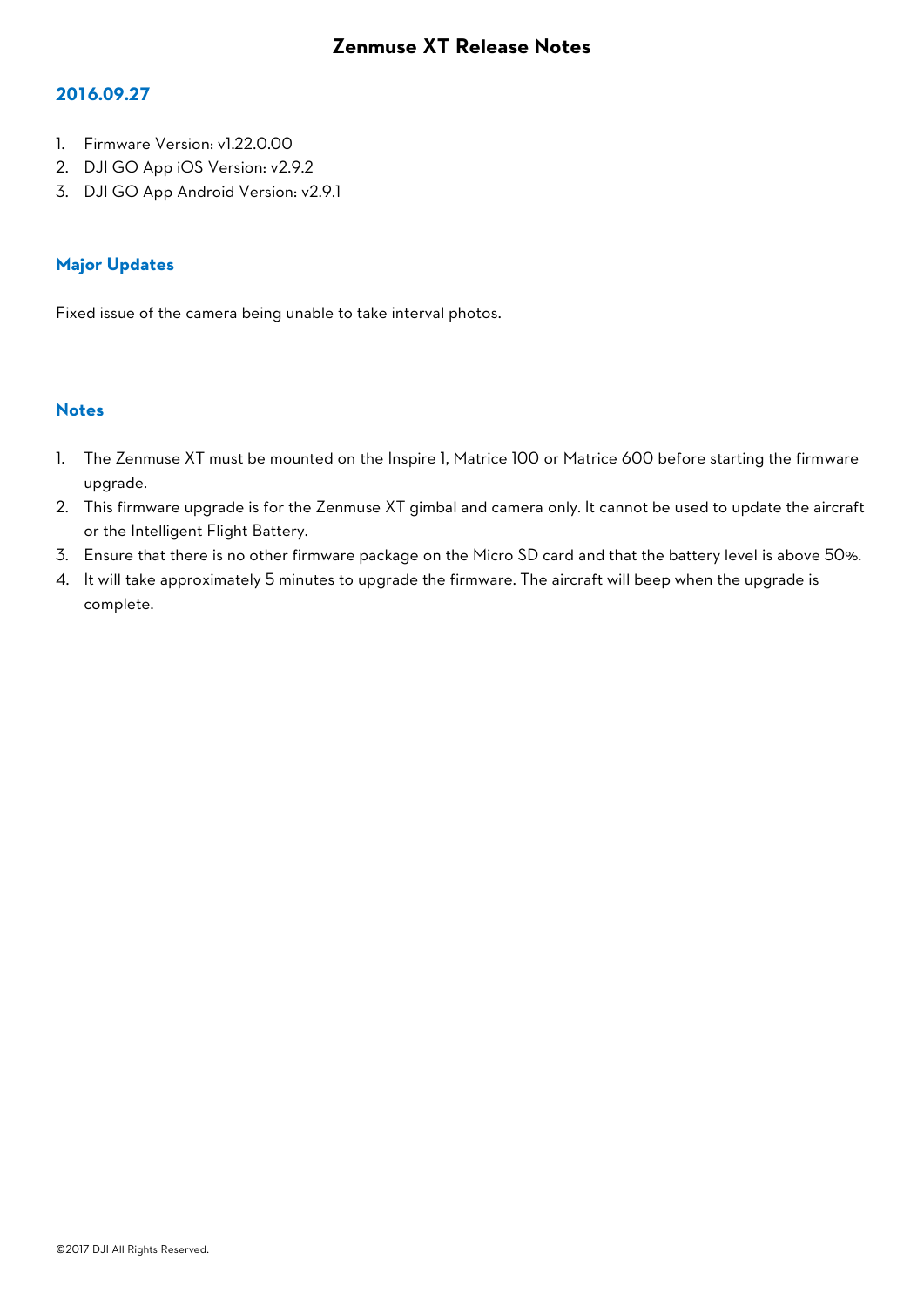# Zenmuse XT Release Notes

## 2016.09.27

1. Firmware Version: v1.22.0.00
2. DJI GO App iOS Version: v2.9.2
3. DJI GO App Android Version: v2.9.1

### Major Updates

Fixed issue of the camera being unable to take interval photos.

### Notes

1. The Zenmuse XT must be mounted on the Inspire 1, Matrice 100 or Matrice 600 before starting the firmware upgrade.
2. This firmware upgrade is for the Zenmuse XT gimbal and camera only. It cannot be used to update the aircraft or the Intelligent Flight Battery.
3. Ensure that there is no other firmware package on the Micro SD card and that the battery level is above 50%.
4. It will take approximately 5 minutes to upgrade the firmware. The aircraft will beep when the upgrade is complete.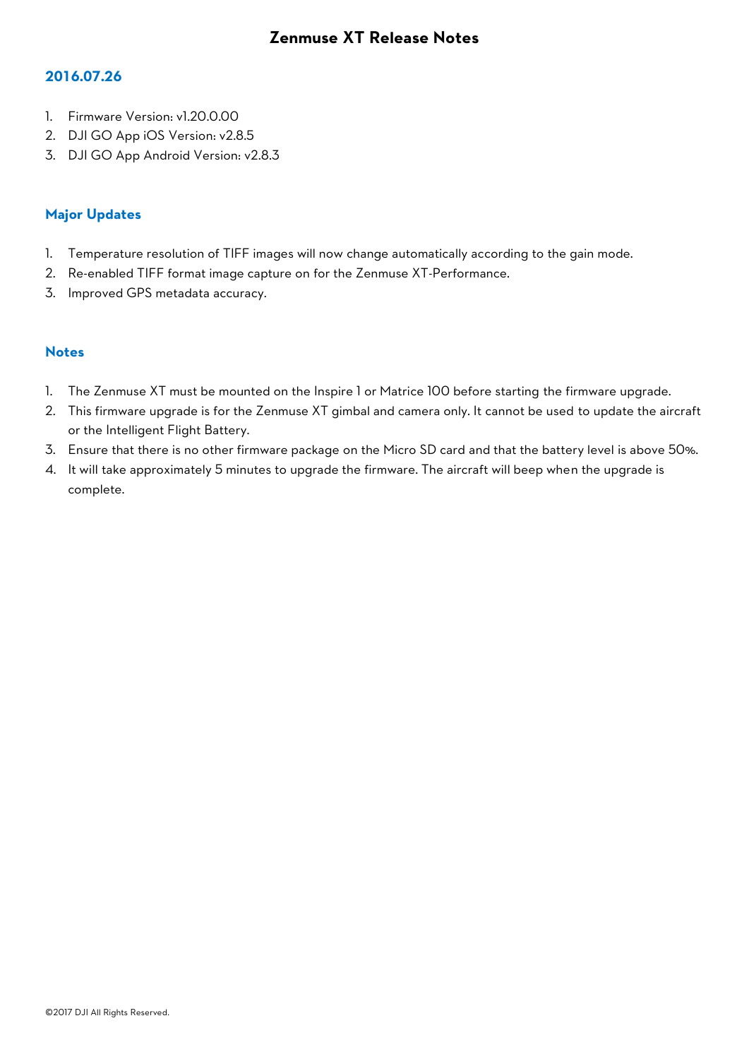# Zenmuse XT Release Notes

## 2016.07.26

1. Firmware Version: v1.20.0.00
2. DJI GO App iOS Version: v2.8.5
3. DJI GO App Android Version: v2.8.3

## Major Updates

1. Temperature resolution of TIFF images will now change automatically according to the gain mode.
2. Re-enabled TIFF format image capture on for the Zenmuse XT-Performance.
3. Improved GPS metadata accuracy.

## Notes

1. The Zenmuse XT must be mounted on the Inspire 1 or Matrice 100 before starting the firmware upgrade.
2. This firmware upgrade is for the Zenmuse XT gimbal and camera only. It cannot be used to update the aircraft or the Intelligent Flight Battery.
3. Ensure that there is no other firmware package on the Micro SD card and that the battery level is above 50%.
4. It will take approximately 5 minutes to upgrade the firmware. The aircraft will beep when the upgrade is complete.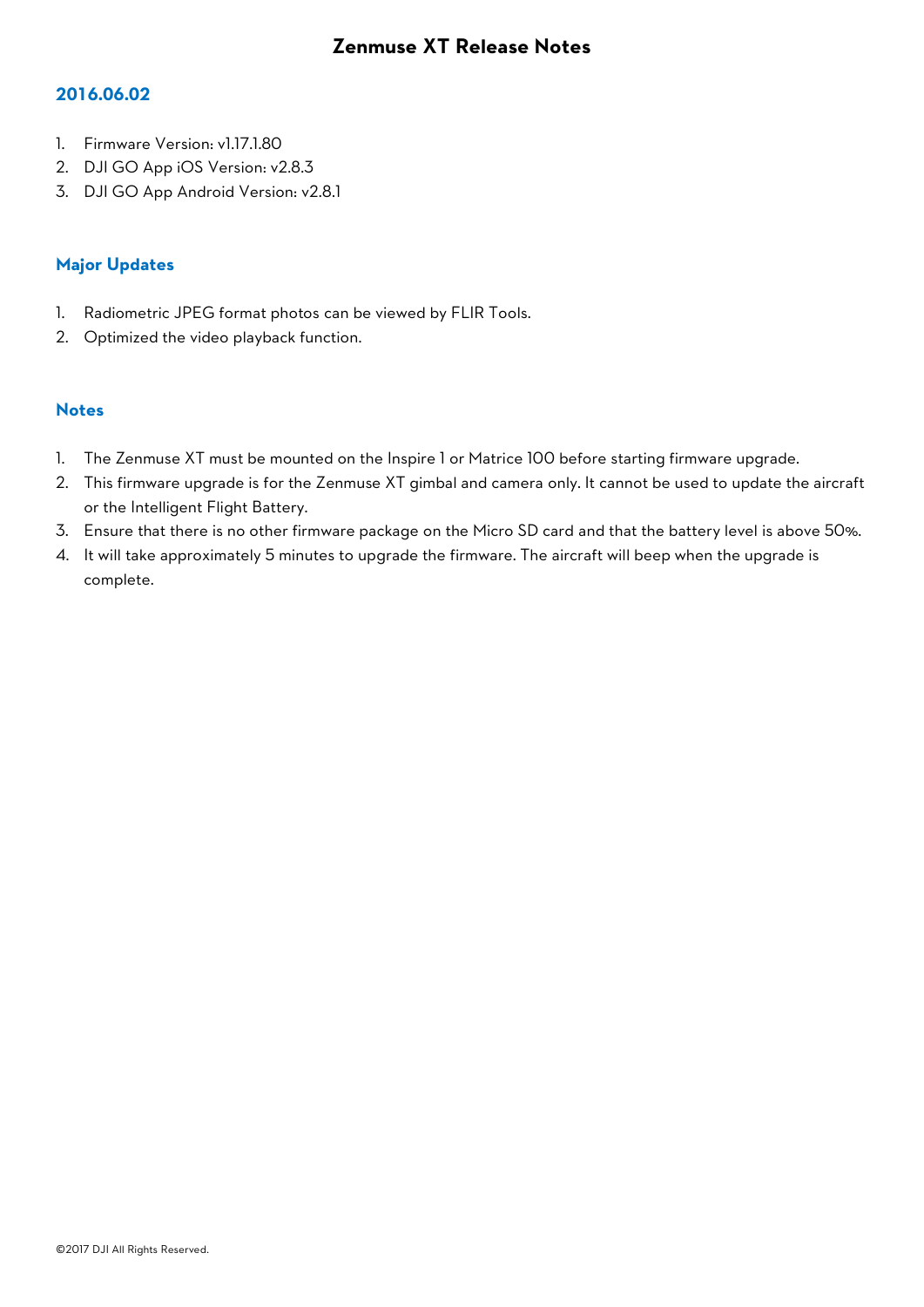# Zenmuse XT Release Notes

## 2016.06.02

1. Firmware Version: v1.17.1.80
2. DJI GO App iOS Version: v2.8.3
3. DJI GO App Android Version: v2.8.1

## Major Updates

1. Radiometric JPEG format photos can be viewed by FLIR Tools.
2. Optimized the video playback function.

## Notes

1. The Zenmuse XT must be mounted on the Inspire 1 or Matrice 100 before starting firmware upgrade.
2. This firmware upgrade is for the Zenmuse XT gimbal and camera only. It cannot be used to update the aircraft or the Intelligent Flight Battery.
3. Ensure that there is no other firmware package on the Micro SD card and that the battery level is above 50%.
4. It will take approximately 5 minutes to upgrade the firmware. The aircraft will beep when the upgrade is complete.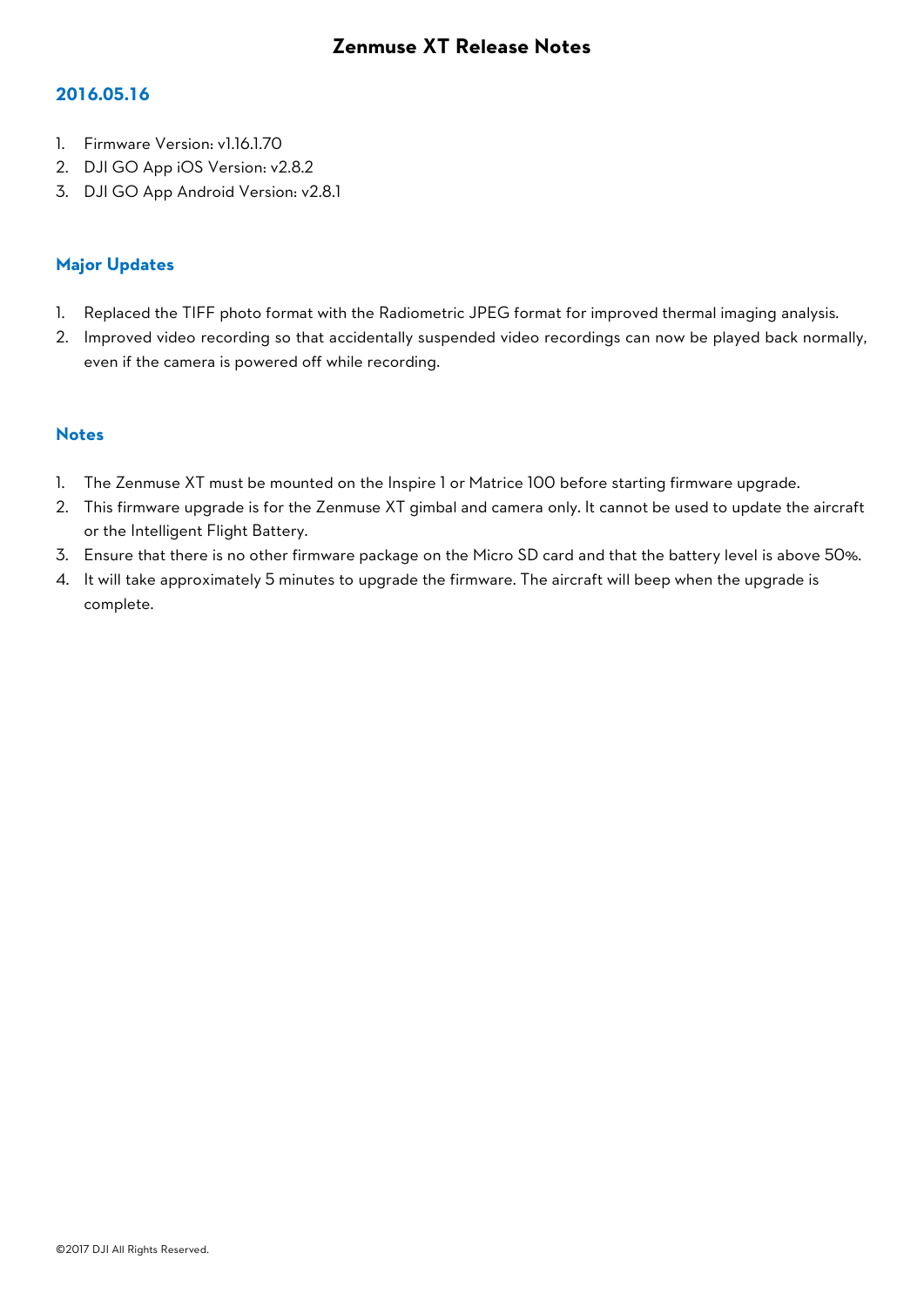# Zenmuse XT Release Notes

## 2016.05.16

1. Firmware Version: v1.16.1.70
2. DJI GO App iOS Version: v2.8.2
3. DJI GO App Android Version: v2.8.1

## Major Updates

1. Replaced the TIFF photo format with the Radiometric JPEG format for improved thermal imaging analysis.
2. Improved video recording so that accidentally suspended video recordings can now be played back normally, even if the camera is powered off while recording.

## Notes

1. The Zenmuse XT must be mounted on the Inspire 1 or Matrice 100 before starting firmware upgrade.
2. This firmware upgrade is for the Zenmuse XT gimbal and camera only. It cannot be used to update the aircraft or the Intelligent Flight Battery.
3. Ensure that there is no other firmware package on the Micro SD card and that the battery level is above 50%.
4. It will take approximately 5 minutes to upgrade the firmware. The aircraft will beep when the upgrade is complete.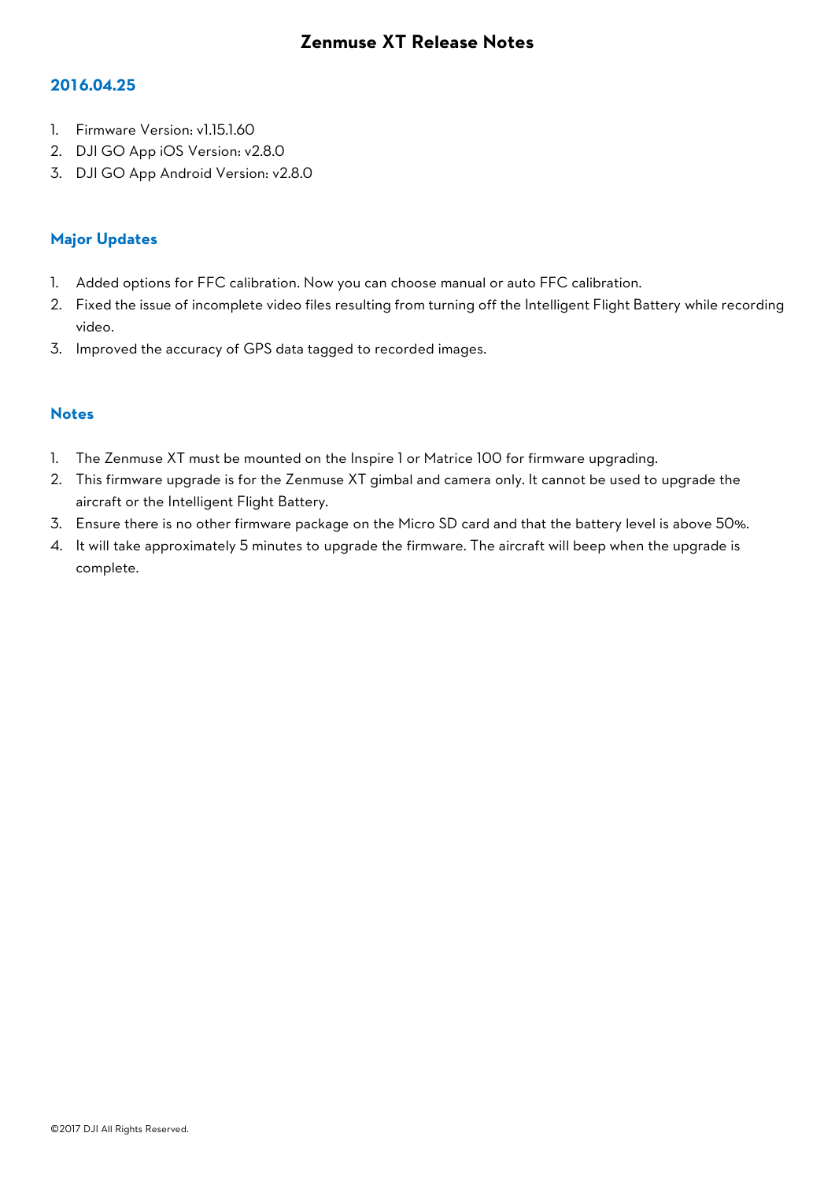# Zenmuse XT Release Notes

## 2016.04.25

1. Firmware Version: v1.15.1.60
2. DJI GO App iOS Version: v2.8.0
3. DJI GO App Android Version: v2.8.0

## Major Updates

1. Added options for FFC calibration. Now you can choose manual or auto FFC calibration.
2. Fixed the issue of incomplete video files resulting from turning off the Intelligent Flight Battery while recording video.
3. Improved the accuracy of GPS data tagged to recorded images.

## Notes

1. The Zenmuse XT must be mounted on the Inspire 1 or Matrice 100 for firmware upgrading.
2. This firmware upgrade is for the Zenmuse XT gimbal and camera only. It cannot be used to upgrade the aircraft or the Intelligent Flight Battery.
3. Ensure there is no other firmware package on the Micro SD card and that the battery level is above 50%.
4. It will take approximately 5 minutes to upgrade the firmware. The aircraft will beep when the upgrade is complete.

©2017 DJI All Rights Reserved.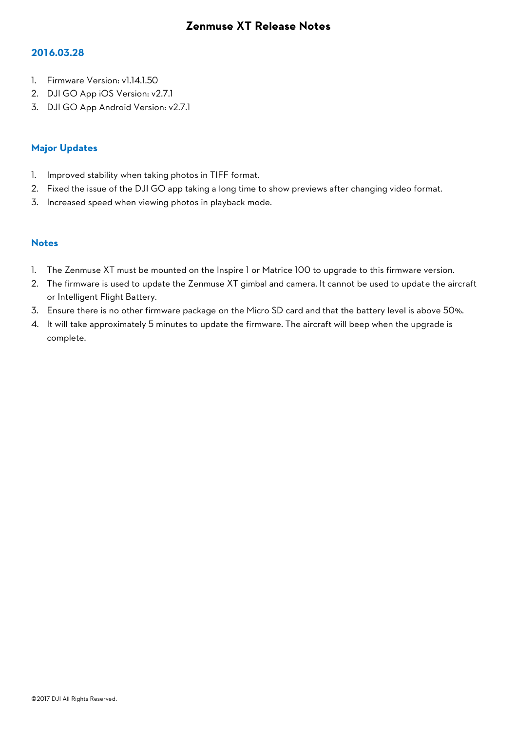# Zenmuse XT Release Notes

## 2016.03.28

1. Firmware Version: v1.14.1.50
2. DJI GO App iOS Version: v2.7.1
3. DJI GO App Android Version: v2.7.1

## Major Updates

1. Improved stability when taking photos in TIFF format.
2. Fixed the issue of the DJI GO app taking a long time to show previews after changing video format.
3. Increased speed when viewing photos in playback mode.

## Notes

1. The Zenmuse XT must be mounted on the Inspire 1 or Matrice 100 to upgrade to this firmware version.
2. The firmware is used to update the Zenmuse XT gimbal and camera. It cannot be used to update the aircraft or Intelligent Flight Battery.
3. Ensure there is no other firmware package on the Micro SD card and that the battery level is above 50%.
4. It will take approximately 5 minutes to update the firmware. The aircraft will beep when the upgrade is complete.